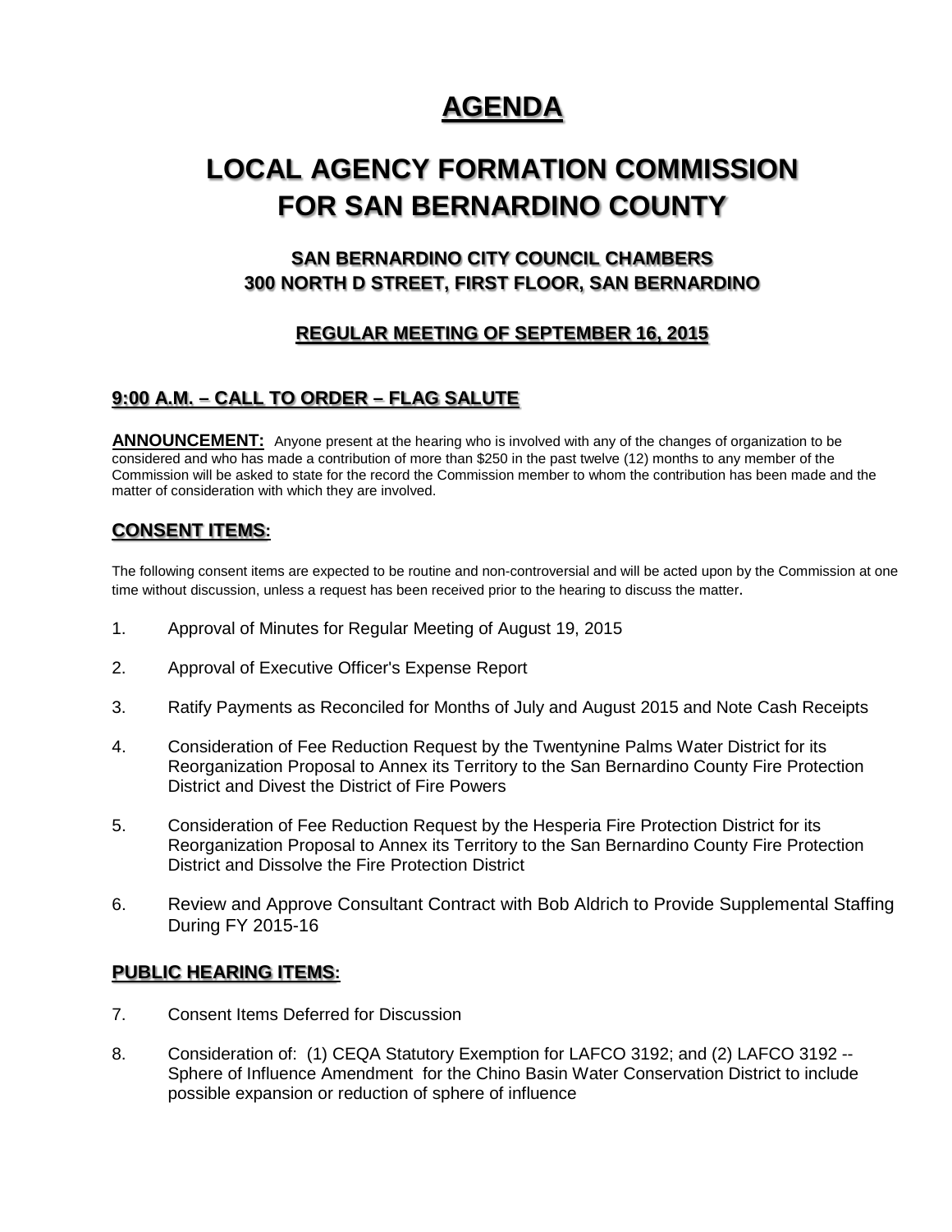# AGENDA

# LOCAL AGENCY FORMATION COMMISSION FOR SAN BERNARDINO COUNTY

### SAN BERNARDINO CITY COUNCIL CHAMBERS
### 300 NORTH D STREET, FIRST FLOOR, SAN BERNARDINO

### REGULAR MEETING OF SEPTEMBER 16, 2015

## 9:00 A.M. – CALL TO ORDER – FLAG SALUTE

**ANNOUNCEMENT:** Anyone present at the hearing who is involved with any of the changes of organization to be considered and who has made a contribution of more than $250 in the past twelve (12) months to any member of the Commission will be asked to state for the record the Commission member to whom the contribution has been made and the matter of consideration with which they are involved.

## CONSENT ITEMS:

The following consent items are expected to be routine and non-controversial and will be acted upon by the Commission at one time without discussion, unless a request has been received prior to the hearing to discuss the matter.

1. Approval of Minutes for Regular Meeting of August 19, 2015

2. Approval of Executive Officer's Expense Report

3. Ratify Payments as Reconciled for Months of July and August 2015 and Note Cash Receipts

4. Consideration of Fee Reduction Request by the Twentynine Palms Water District for its Reorganization Proposal to Annex its Territory to the San Bernardino County Fire Protection District and Divest the District of Fire Powers

5. Consideration of Fee Reduction Request by the Hesperia Fire Protection District for its Reorganization Proposal to Annex its Territory to the San Bernardino County Fire Protection District and Dissolve the Fire Protection District

6. Review and Approve Consultant Contract with Bob Aldrich to Provide Supplemental Staffing During FY 2015-16

## PUBLIC HEARING ITEMS:

7. Consent Items Deferred for Discussion

8. Consideration of: (1) CEQA Statutory Exemption for LAFCO 3192; and (2) LAFCO 3192 -- Sphere of Influence Amendment for the Chino Basin Water Conservation District to include possible expansion or reduction of sphere of influence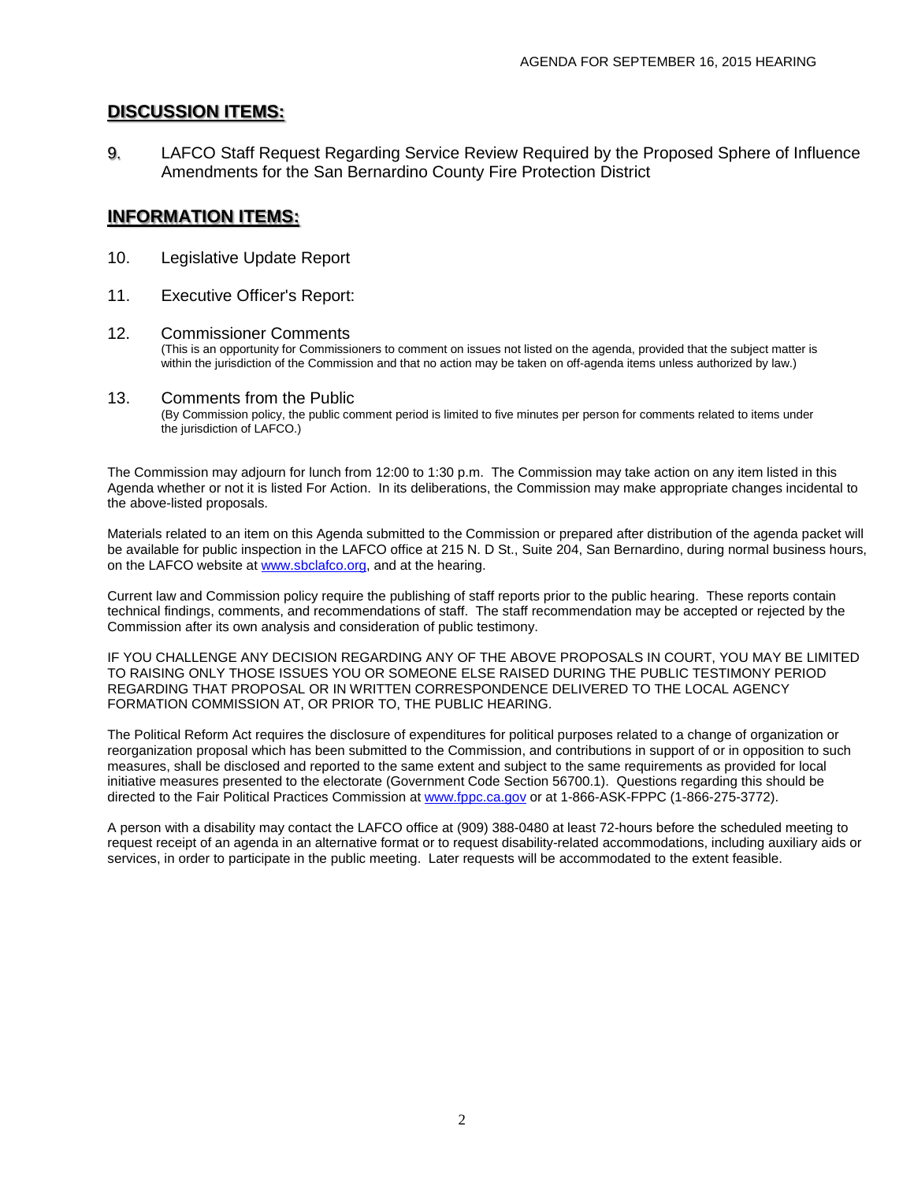## DISCUSSION ITEMS:

9. LAFCO Staff Request Regarding Service Review Required by the Proposed Sphere of Influence Amendments for the San Bernardino County Fire Protection District

## INFORMATION ITEMS:

10. Legislative Update Report

11. Executive Officer's Report:

12. Commissioner Comments
    (This is an opportunity for Commissioners to comment on issues not listed on the agenda, provided that the subject matter is within the jurisdiction of the Commission and that no action may be taken on off-agenda items unless authorized by law.)

13. Comments from the Public
    (By Commission policy, the public comment period is limited to five minutes per person for comments related to items under the jurisdiction of LAFCO.)

The Commission may adjourn for lunch from 12:00 to 1:30 p.m. The Commission may take action on any item listed in this Agenda whether or not it is listed For Action. In its deliberations, the Commission may make appropriate changes incidental to the above-listed proposals.

Materials related to an item on this Agenda submitted to the Commission or prepared after distribution of the agenda packet will be available for public inspection in the LAFCO office at 215 N. D St., Suite 204, San Bernardino, during normal business hours, on the LAFCO website at www.sbclafco.org, and at the hearing.

Current law and Commission policy require the publishing of staff reports prior to the public hearing. These reports contain technical findings, comments, and recommendations of staff. The staff recommendation may be accepted or rejected by the Commission after its own analysis and consideration of public testimony.

IF YOU CHALLENGE ANY DECISION REGARDING ANY OF THE ABOVE PROPOSALS IN COURT, YOU MAY BE LIMITED TO RAISING ONLY THOSE ISSUES YOU OR SOMEONE ELSE RAISED DURING THE PUBLIC TESTIMONY PERIOD REGARDING THAT PROPOSAL OR IN WRITTEN CORRESPONDENCE DELIVERED TO THE LOCAL AGENCY FORMATION COMMISSION AT, OR PRIOR TO, THE PUBLIC HEARING.

The Political Reform Act requires the disclosure of expenditures for political purposes related to a change of organization or reorganization proposal which has been submitted to the Commission, and contributions in support of or in opposition to such measures, shall be disclosed and reported to the same extent and subject to the same requirements as provided for local initiative measures presented to the electorate (Government Code Section 56700.1). Questions regarding this should be directed to the Fair Political Practices Commission at www.fppc.ca.gov or at 1-866-ASK-FPPC (1-866-275-3772).

A person with a disability may contact the LAFCO office at (909) 388-0480 at least 72-hours before the scheduled meeting to request receipt of an agenda in an alternative format or to request disability-related accommodations, including auxiliary aids or services, in order to participate in the public meeting. Later requests will be accommodated to the extent feasible.